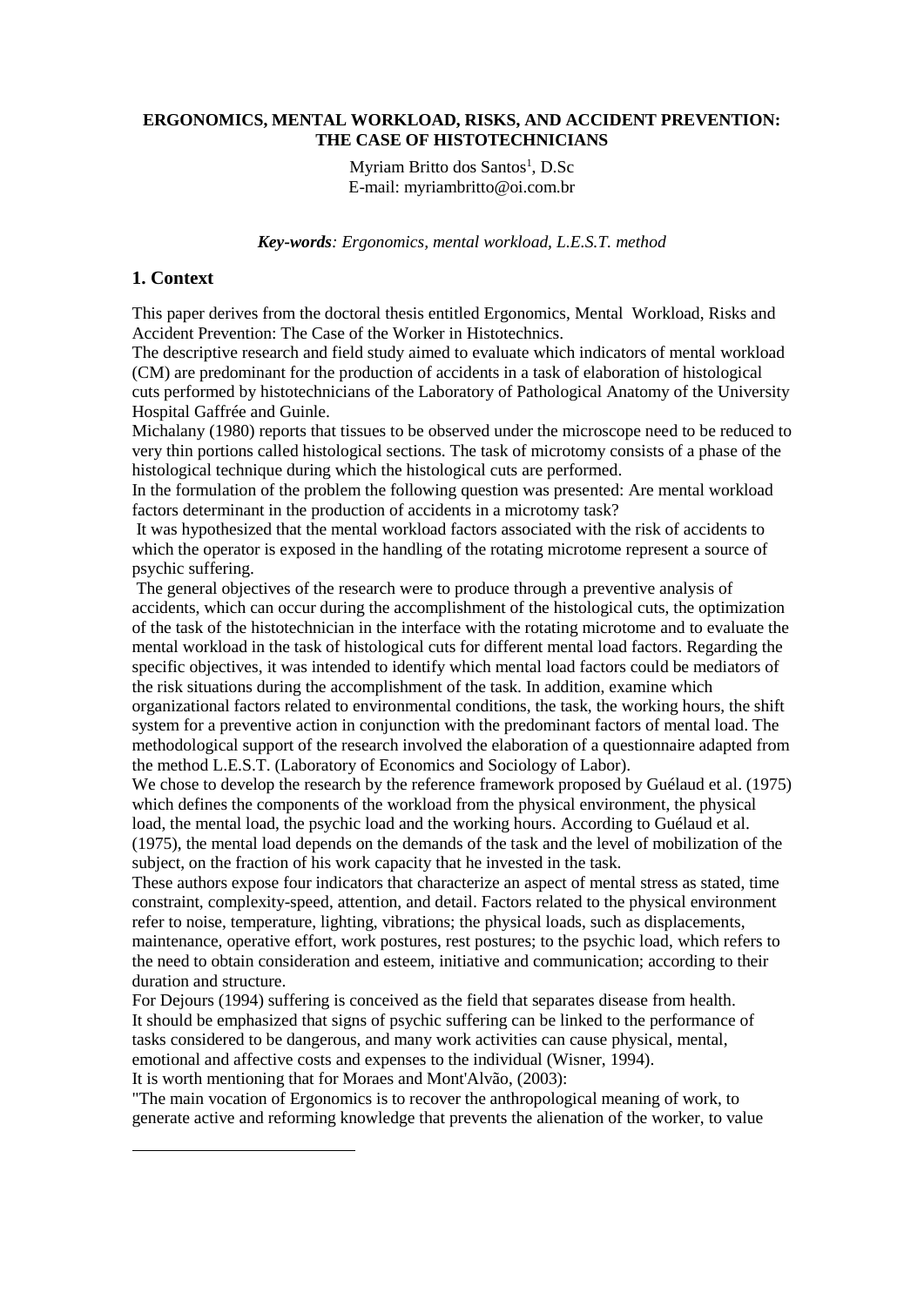**ERGONOMICS, MENTAL WORKLOAD, RISKS, AND ACCIDENT PREVENTION: THE CASE OF HISTOTECHNICIANS**

Myriam Britto dos Santos[1], D.Sc
E-mail: myriambritto@oi.com.br

***Key-words**: Ergonomics, mental workload, L.E.S.T. method*

## 1. Context

This paper derives from the doctoral thesis entitled Ergonomics, Mental Workload, Risks and Accident Prevention: The Case of the Worker in Histotechnics.

The descriptive research and field study aimed to evaluate which indicators of mental workload (CM) are predominant for the production of accidents in a task of elaboration of histological cuts performed by histotechnicians of the Laboratory of Pathological Anatomy of the University Hospital Gaffrée and Guinle.

Michalany (1980) reports that tissues to be observed under the microscope need to be reduced to very thin portions called histological sections. The task of microtomy consists of a phase of the histological technique during which the histological cuts are performed.

In the formulation of the problem the following question was presented: Are mental workload factors determinant in the production of accidents in a microtomy task?

It was hypothesized that the mental workload factors associated with the risk of accidents to which the operator is exposed in the handling of the rotating microtome represent a source of psychic suffering.

The general objectives of the research were to produce through a preventive analysis of accidents, which can occur during the accomplishment of the histological cuts, the optimization of the task of the histotechnician in the interface with the rotating microtome and to evaluate the mental workload in the task of histological cuts for different mental load factors. Regarding the specific objectives, it was intended to identify which mental load factors could be mediators of the risk situations during the accomplishment of the task. In addition, examine which organizational factors related to environmental conditions, the task, the working hours, the shift system for a preventive action in conjunction with the predominant factors of mental load. The methodological support of the research involved the elaboration of a questionnaire adapted from the method L.E.S.T. (Laboratory of Economics and Sociology of Labor).

We chose to develop the research by the reference framework proposed by Guélaud et al. (1975) which defines the components of the workload from the physical environment, the physical load, the mental load, the psychic load and the working hours. According to Guélaud et al. (1975), the mental load depends on the demands of the task and the level of mobilization of the subject, on the fraction of his work capacity that he invested in the task.

These authors expose four indicators that characterize an aspect of mental stress as stated, time constraint, complexity-speed, attention, and detail. Factors related to the physical environment refer to noise, temperature, lighting, vibrations; the physical loads, such as displacements, maintenance, operative effort, work postures, rest postures; to the psychic load, which refers to the need to obtain consideration and esteem, initiative and communication; according to their duration and structure.

For Dejours (1994) suffering is conceived as the field that separates disease from health.

It should be emphasized that signs of psychic suffering can be linked to the performance of tasks considered to be dangerous, and many work activities can cause physical, mental, emotional and affective costs and expenses to the individual (Wisner, 1994).

It is worth mentioning that for Moraes and Mont'Alvão, (2003):

"The main vocation of Ergonomics is to recover the anthropological meaning of work, to generate active and reforming knowledge that prevents the alienation of the worker, to value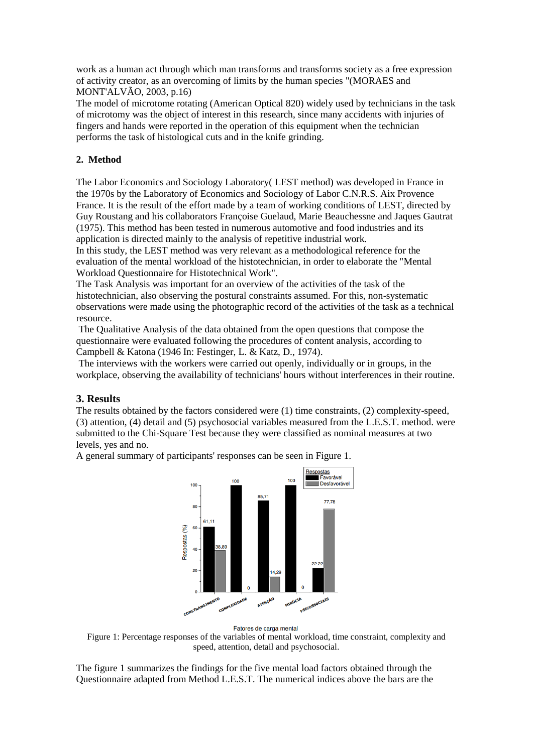work as a human act through which man transforms and transforms society as a free expression of activity creator, as an overcoming of limits by the human species "(MORAES and MONT'ALVÃO, 2003, p.16)

The model of microtome rotating (American Optical 820) widely used by technicians in the task of microtomy was the object of interest in this research, since many accidents with injuries of fingers and hands were reported in the operation of this equipment when the technician performs the task of histological cuts and in the knife grinding.

## 2. Method

The Labor Economics and Sociology Laboratory( LEST method) was developed in France in the 1970s by the Laboratory of Economics and Sociology of Labor C.N.R.S. Aix Provence France. It is the result of the effort made by a team of working conditions of LEST, directed by Guy Roustang and his collaborators Françoise Guelaud, Marie Beauchessne and Jaques Gautrat (1975). This method has been tested in numerous automotive and food industries and its application is directed mainly to the analysis of repetitive industrial work.

In this study, the LEST method was very relevant as a methodological reference for the evaluation of the mental workload of the histotechnician, in order to elaborate the "Mental Workload Questionnaire for Histotechnical Work".

The Task Analysis was important for an overview of the activities of the task of the histotechnician, also observing the postural constraints assumed. For this, non-systematic observations were made using the photographic record of the activities of the task as a technical resource.

The Qualitative Analysis of the data obtained from the open questions that compose the questionnaire were evaluated following the procedures of content analysis, according to Campbell & Katona (1946 In: Festinger, L. & Katz, D., 1974).

The interviews with the workers were carried out openly, individually or in groups, in the workplace, observing the availability of technicians' hours without interferences in their routine.

## 3. Results

The results obtained by the factors considered were (1) time constraints, (2) complexity-speed, (3) attention, (4) detail and (5) psychosocial variables measured from the L.E.S.T. method. were submitted to the Chi-Square Test because they were classified as nominal measures at two levels, yes and no.

A general summary of participants' responses can be seen in Figure 1.

| Fatores de carga mental | Favorável | Desfavorável |
|---|---|---|
| CONSTRANGIMENTO | 61,11 | 38,89 |
| COMPLEXIDADE | 100 | 0 |
| ATENÇÃO | 85,71 | 14,29 |
| MINÚCIA | 100 | 0 |
| PSICOSSOCIAIS | 22,22 | 77,78 |

Figure 1: Percentage responses of the variables of mental workload, time constraint, complexity and speed, attention, detail and psychosocial.

The figure 1 summarizes the findings for the five mental load factors obtained through the Questionnaire adapted from Method L.E.S.T. The numerical indices above the bars are the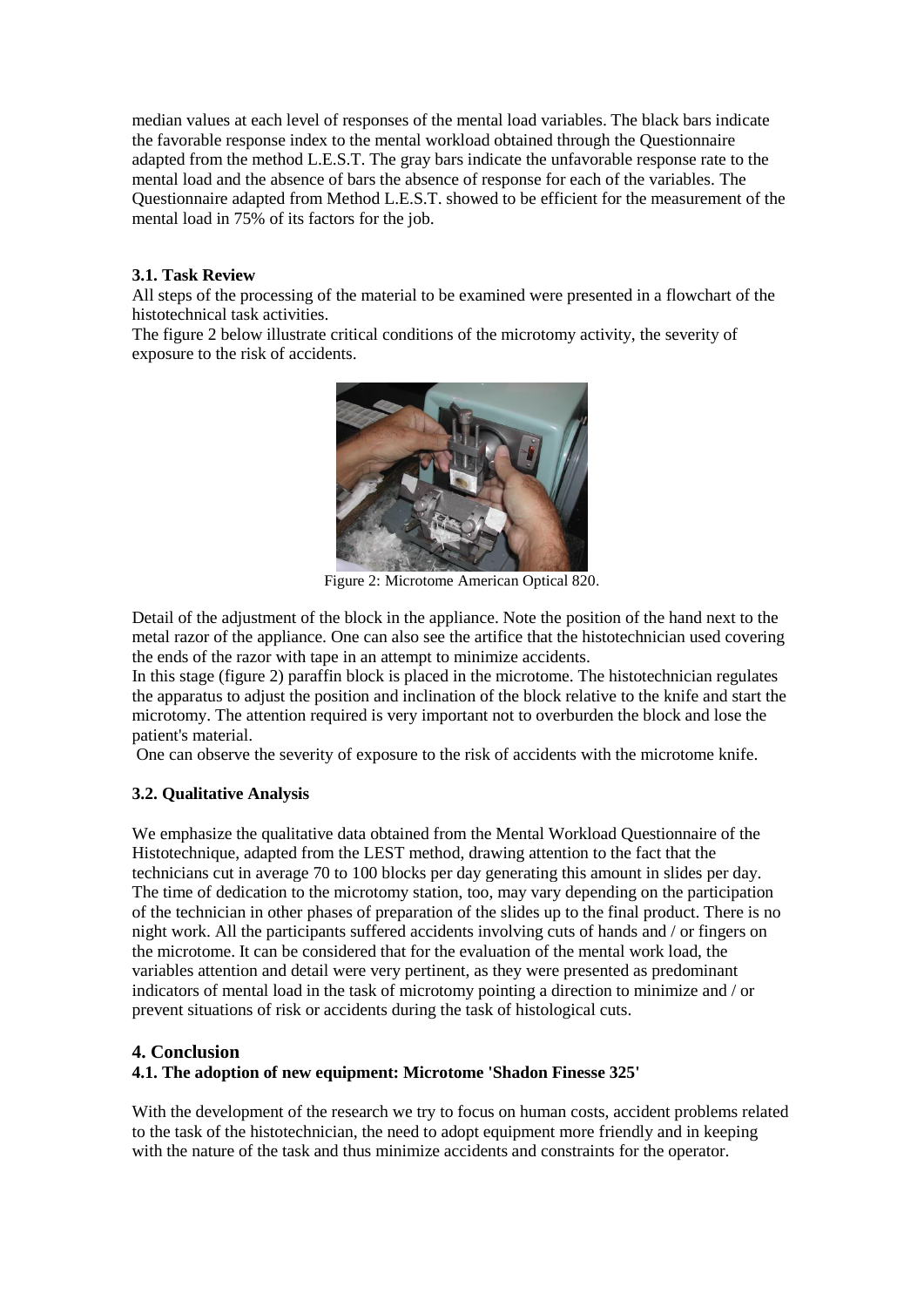median values at each level of responses of the mental load variables. The black bars indicate the favorable response index to the mental workload obtained through the Questionnaire adapted from the method L.E.S.T. The gray bars indicate the unfavorable response rate to the mental load and the absence of bars the absence of response for each of the variables. The Questionnaire adapted from Method L.E.S.T. showed to be efficient for the measurement of the mental load in 75% of its factors for the job.

### 3.1. Task Review

All steps of the processing of the material to be examined were presented in a flowchart of the histotechnical task activities.

The figure 2 below illustrate critical conditions of the microtomy activity, the severity of exposure to the risk of accidents.

Figure 2: Microtome American Optical 820.

Detail of the adjustment of the block in the appliance. Note the position of the hand next to the metal razor of the appliance. One can also see the artifice that the histotechnician used covering the ends of the razor with tape in an attempt to minimize accidents.

In this stage (figure 2) paraffin block is placed in the microtome. The histotechnician regulates the apparatus to adjust the position and inclination of the block relative to the knife and start the microtomy. The attention required is very important not to overburden the block and lose the patient's material.

One can observe the severity of exposure to the risk of accidents with the microtome knife.

### 3.2. Qualitative Analysis

We emphasize the qualitative data obtained from the Mental Workload Questionnaire of the Histotechnique, adapted from the LEST method, drawing attention to the fact that the technicians cut in average 70 to 100 blocks per day generating this amount in slides per day. The time of dedication to the microtomy station, too, may vary depending on the participation of the technician in other phases of preparation of the slides up to the final product. There is no night work. All the participants suffered accidents involving cuts of hands and / or fingers on the microtome. It can be considered that for the evaluation of the mental work load, the variables attention and detail were very pertinent, as they were presented as predominant indicators of mental load in the task of microtomy pointing a direction to minimize and / or prevent situations of risk or accidents during the task of histological cuts.

## 4. Conclusion

### 4.1. The adoption of new equipment: Microtome 'Shadon Finesse 325'

With the development of the research we try to focus on human costs, accident problems related to the task of the histotechnician, the need to adopt equipment more friendly and in keeping with the nature of the task and thus minimize accidents and constraints for the operator.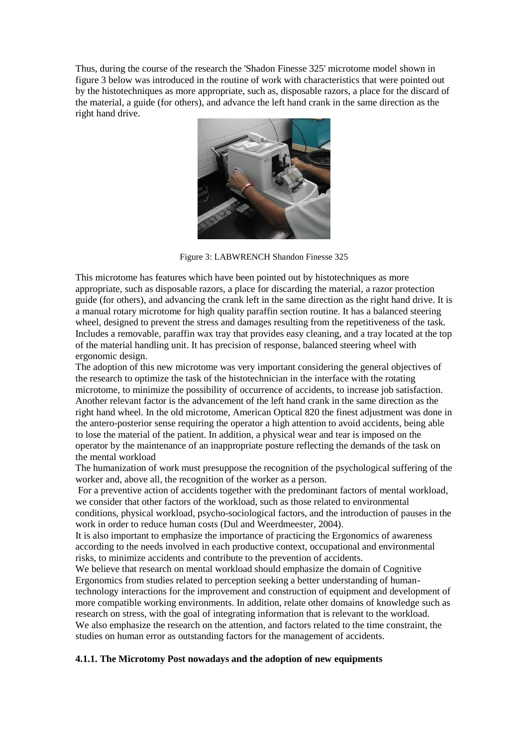Thus, during the course of the research the 'Shadon Finesse 325' microtome model shown in figure 3 below was introduced in the routine of work with characteristics that were pointed out by the histotechniques as more appropriate, such as, disposable razors, a place for the discard of the material, a guide (for others), and advance the left hand crank in the same direction as the right hand drive.

Figure 3: LABWRENCH Shandon Finesse 325

This microtome has features which have been pointed out by histotechniques as more appropriate, such as disposable razors, a place for discarding the material, a razor protection guide (for others), and advancing the crank left in the same direction as the right hand drive. It is a manual rotary microtome for high quality paraffin section routine. It has a balanced steering wheel, designed to prevent the stress and damages resulting from the repetitiveness of the task. Includes a removable, paraffin wax tray that provides easy cleaning, and a tray located at the top of the material handling unit. It has precision of response, balanced steering wheel with ergonomic design.

The adoption of this new microtome was very important considering the general objectives of the research to optimize the task of the histotechnician in the interface with the rotating microtome, to minimize the possibility of occurrence of accidents, to increase job satisfaction. Another relevant factor is the advancement of the left hand crank in the same direction as the right hand wheel. In the old microtome, American Optical 820 the finest adjustment was done in the antero-posterior sense requiring the operator a high attention to avoid accidents, being able to lose the material of the patient. In addition, a physical wear and tear is imposed on the operator by the maintenance of an inappropriate posture reflecting the demands of the task on the mental workload

The humanization of work must presuppose the recognition of the psychological suffering of the worker and, above all, the recognition of the worker as a person.

For a preventive action of accidents together with the predominant factors of mental workload, we consider that other factors of the workload, such as those related to environmental conditions, physical workload, psycho-sociological factors, and the introduction of pauses in the work in order to reduce human costs (Dul and Weerdmeester, 2004).

It is also important to emphasize the importance of practicing the Ergonomics of awareness according to the needs involved in each productive context, occupational and environmental risks, to minimize accidents and contribute to the prevention of accidents.

We believe that research on mental workload should emphasize the domain of Cognitive Ergonomics from studies related to perception seeking a better understanding of human-technology interactions for the improvement and construction of equipment and development of more compatible working environments. In addition, relate other domains of knowledge such as research on stress, with the goal of integrating information that is relevant to the workload.

We also emphasize the research on the attention, and factors related to the time constraint, the studies on human error as outstanding factors for the management of accidents.

#### 4.1.1. The Microtomy Post nowadays and the adoption of new equipments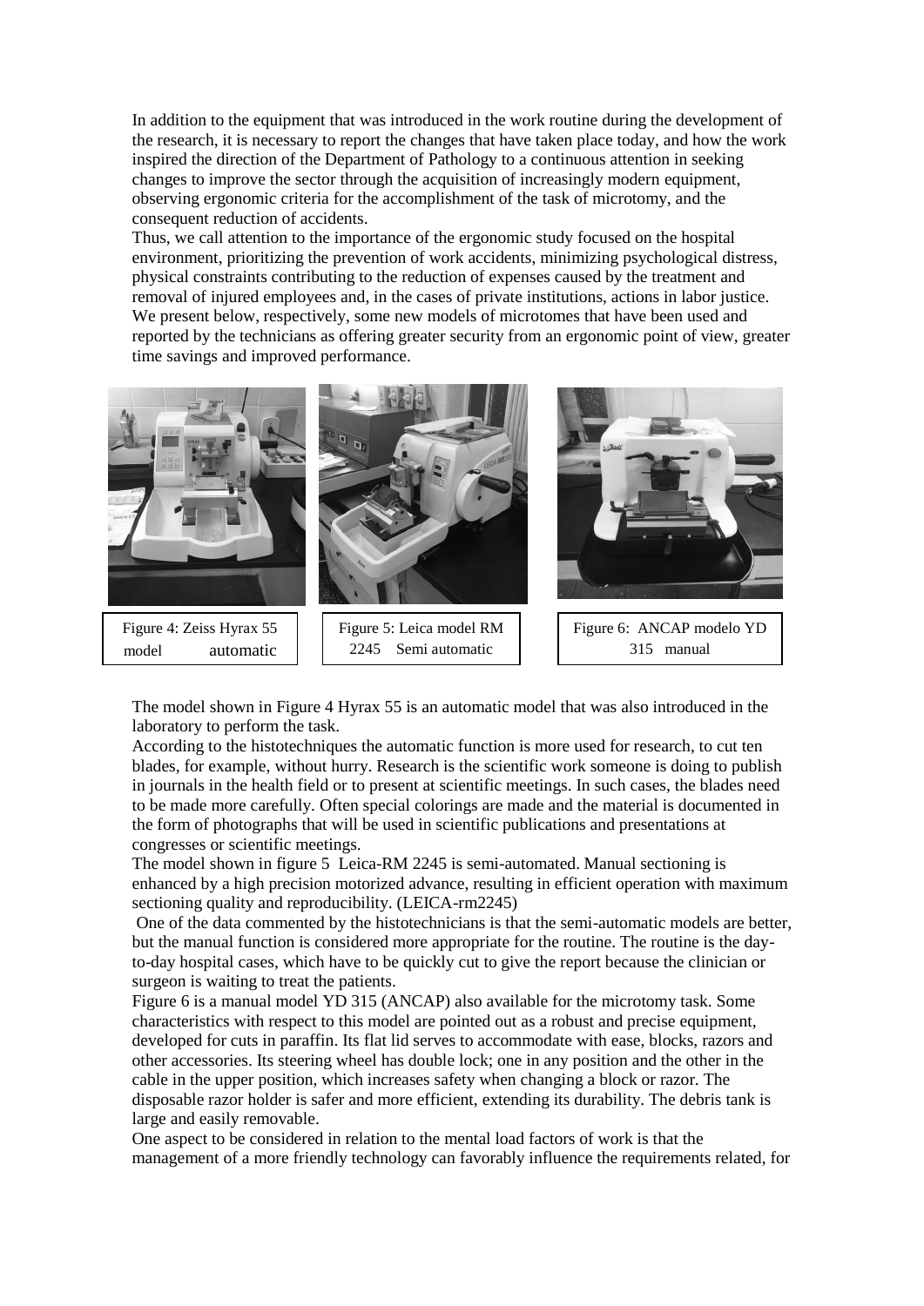In addition to the equipment that was introduced in the work routine during the development of the research, it is necessary to report the changes that have taken place today, and how the work inspired the direction of the Department of Pathology to a continuous attention in seeking changes to improve the sector through the acquisition of increasingly modern equipment, observing ergonomic criteria for the accomplishment of the task of microtomy, and the consequent reduction of accidents.

Thus, we call attention to the importance of the ergonomic study focused on the hospital environment, prioritizing the prevention of work accidents, minimizing psychological distress, physical constraints contributing to the reduction of expenses caused by the treatment and removal of injured employees and, in the cases of private institutions, actions in labor justice. We present below, respectively, some new models of microtomes that have been used and reported by the technicians as offering greater security from an ergonomic point of view, greater time savings and improved performance.

Figure 4: Zeiss Hyrax 55 model automatic

Figure 5: Leica model RM 2245 Semi automatic

Figure 6: ANCAP modelo YD 315 manual

The model shown in Figure 4 Hyrax 55 is an automatic model that was also introduced in the laboratory to perform the task.

According to the histotechniques the automatic function is more used for research, to cut ten blades, for example, without hurry. Research is the scientific work someone is doing to publish in journals in the health field or to present at scientific meetings. In such cases, the blades need to be made more carefully. Often special colorings are made and the material is documented in the form of photographs that will be used in scientific publications and presentations at congresses or scientific meetings.

The model shown in figure 5 Leica-RM 2245 is semi-automated. Manual sectioning is enhanced by a high precision motorized advance, resulting in efficient operation with maximum sectioning quality and reproducibility. (LEICA-rm2245)

One of the data commented by the histotechnicians is that the semi-automatic models are better, but the manual function is considered more appropriate for the routine. The routine is the day-to-day hospital cases, which have to be quickly cut to give the report because the clinician or surgeon is waiting to treat the patients.

Figure 6 is a manual model YD 315 (ANCAP) also available for the microtomy task. Some characteristics with respect to this model are pointed out as a robust and precise equipment, developed for cuts in paraffin. Its flat lid serves to accommodate with ease, blocks, razors and other accessories. Its steering wheel has double lock; one in any position and the other in the cable in the upper position, which increases safety when changing a block or razor. The disposable razor holder is safer and more efficient, extending its durability. The debris tank is large and easily removable.

One aspect to be considered in relation to the mental load factors of work is that the management of a more friendly technology can favorably influence the requirements related, for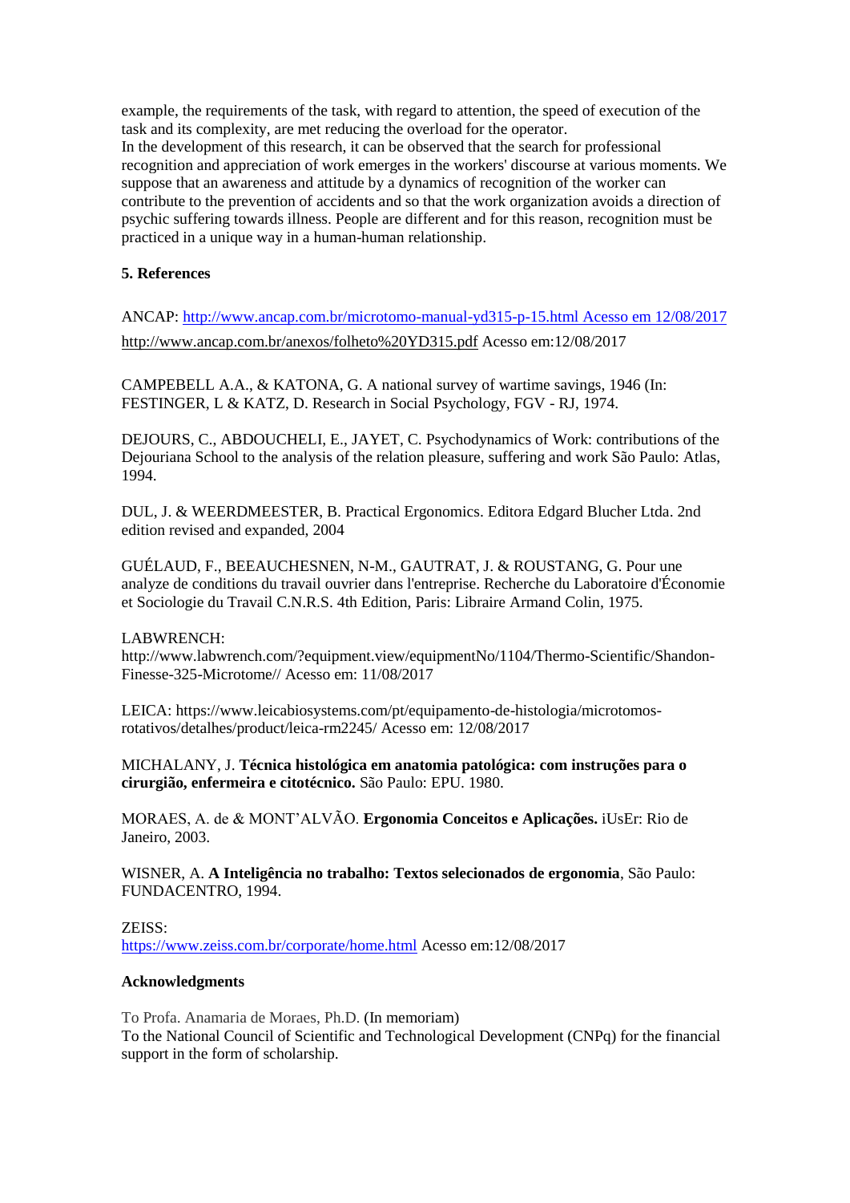example, the requirements of the task, with regard to attention, the speed of execution of the task and its complexity, are met reducing the overload for the operator.
In the development of this research, it can be observed that the search for professional recognition and appreciation of work emerges in the workers' discourse at various moments. We suppose that an awareness and attitude by a dynamics of recognition of the worker can contribute to the prevention of accidents and so that the work organization avoids a direction of psychic suffering towards illness. People are different and for this reason, recognition must be practiced in a unique way in a human-human relationship.

## 5. References

ANCAP: http://www.ancap.com.br/microtomo-manual-yd315-p-15.html Acesso em 12/08/2017
http://www.ancap.com.br/anexos/folheto%20YD315.pdf Acesso em:12/08/2017

CAMPEBELL A.A., & KATONA, G. A national survey of wartime savings, 1946 (In: FESTINGER, L & KATZ, D. Research in Social Psychology, FGV - RJ, 1974.

DEJOURS, C., ABDOUCHELI, E., JAYET, C. Psychodynamics of Work: contributions of the Dejouriana School to the analysis of the relation pleasure, suffering and work São Paulo: Atlas, 1994.

DUL, J. & WEERDMEESTER, B. Practical Ergonomics. Editora Edgard Blucher Ltda. 2nd edition revised and expanded, 2004

GUÉLAUD, F., BEEAUCHESNEN, N-M., GAUTRAT, J. & ROUSTANG, G. Pour une analyze de conditions du travail ouvrier dans l'entreprise. Recherche du Laboratoire d'Économie et Sociologie du Travail C.N.R.S. 4th Edition, Paris: Libraire Armand Colin, 1975.

LABWRENCH:
http://www.labwrench.com/?equipment.view/equipmentNo/1104/Thermo-Scientific/Shandon-Finesse-325-Microtome// Acesso em: 11/08/2017

LEICA: https://www.leicabiosystems.com/pt/equipamento-de-histologia/microtomos-rotativos/detalhes/product/leica-rm2245/ Acesso em: 12/08/2017

MICHALANY, J. **Técnica histológica em anatomia patológica: com instruções para o cirurgião, enfermeira e citotécnico.** São Paulo: EPU. 1980.

MORAES, A. de & MONT'ALVÃO. **Ergonomia Conceitos e Aplicações.** iUsEr: Rio de Janeiro, 2003.

WISNER, A. **A Inteligência no trabalho: Textos selecionados de ergonomia**, São Paulo: FUNDACENTRO, 1994.

ZEISS:
https://www.zeiss.com.br/corporate/home.html Acesso em:12/08/2017

### Acknowledgments

To Profa. Anamaria de Moraes, Ph.D. (In memoriam)
To the National Council of Scientific and Technological Development (CNPq) for the financial support in the form of scholarship.